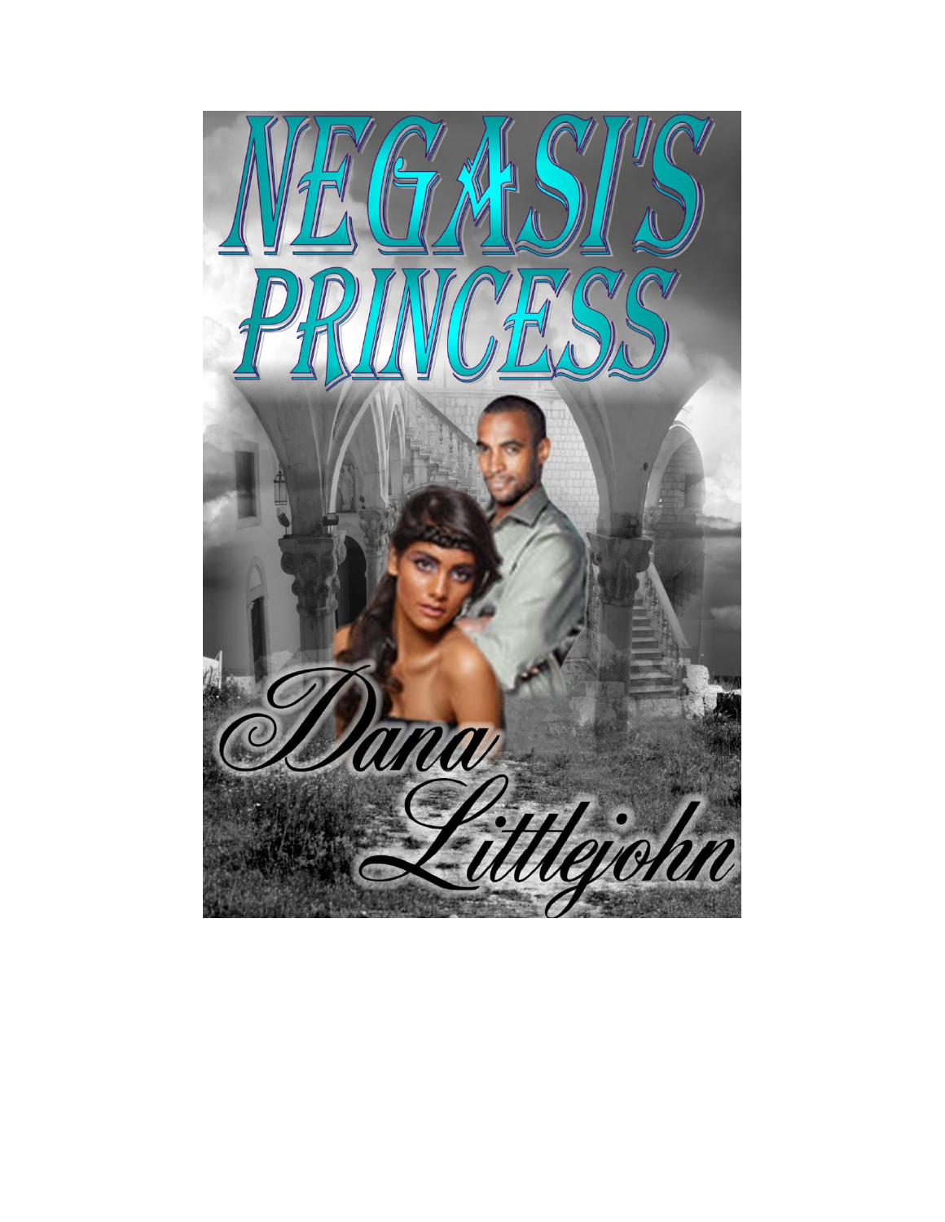# NEGASI'S PRINCESS

Dana Littlejohn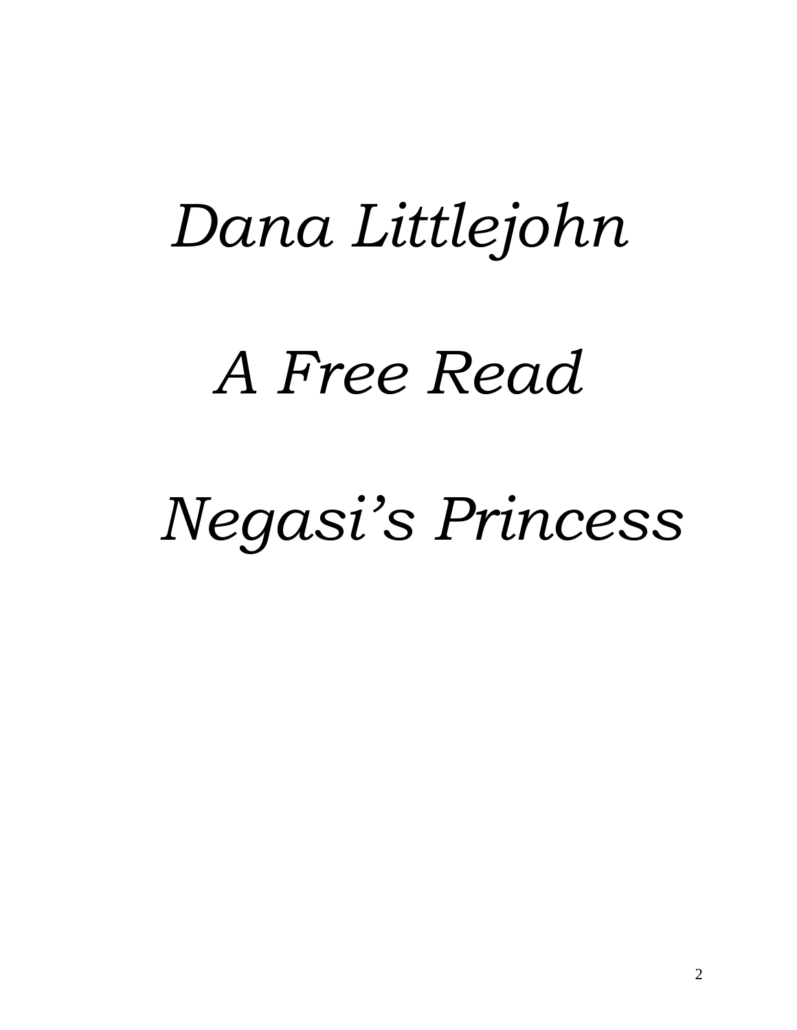*Dana Littlejohn*

*A Free Read*

*Negasi's Princess*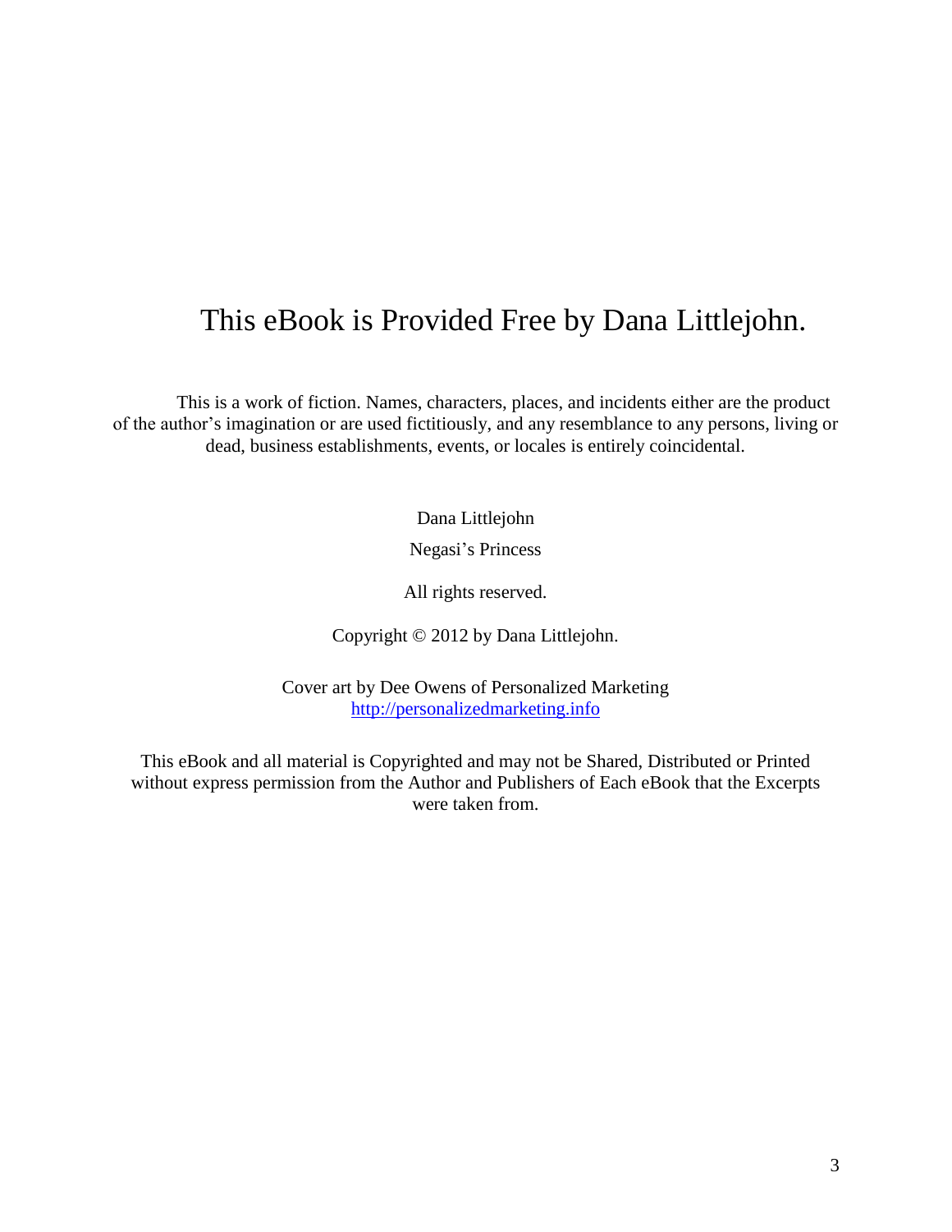# This eBook is Provided Free by Dana Littlejohn.

This is a work of fiction. Names, characters, places, and incidents either are the product of the author's imagination or are used fictitiously, and any resemblance to any persons, living or dead, business establishments, events, or locales is entirely coincidental.

Dana Littlejohn

Negasi's Princess

All rights reserved.

Copyright © 2012 by Dana Littlejohn.

Cover art by Dee Owens of Personalized Marketing
http://personalizedmarketing.info

This eBook and all material is Copyrighted and may not be Shared, Distributed or Printed without express permission from the Author and Publishers of Each eBook that the Excerpts were taken from.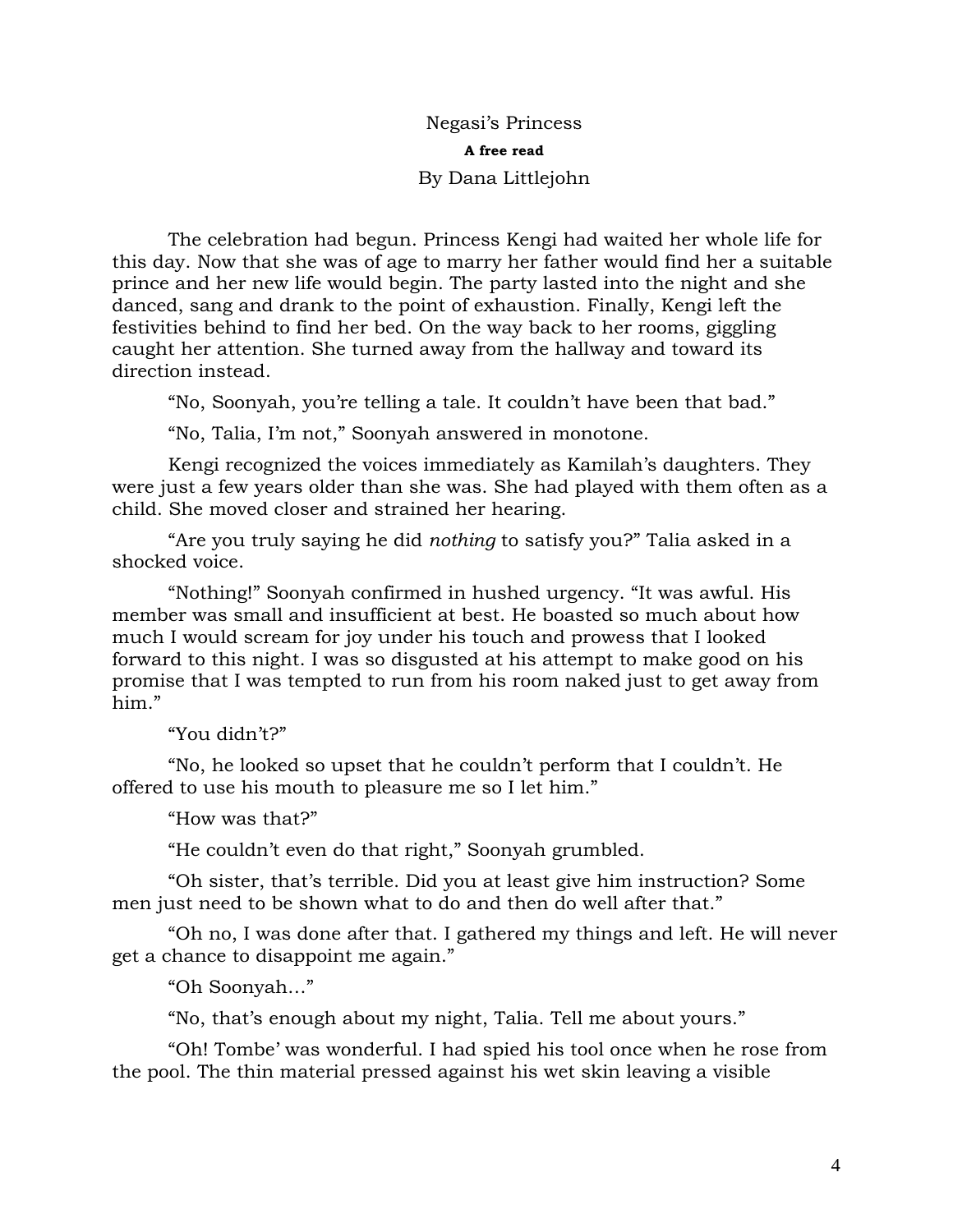# Negasi's Princess

**A free read**

By Dana Littlejohn

The celebration had begun. Princess Kengi had waited her whole life for this day. Now that she was of age to marry her father would find her a suitable prince and her new life would begin. The party lasted into the night and she danced, sang and drank to the point of exhaustion. Finally, Kengi left the festivities behind to find her bed. On the way back to her rooms, giggling caught her attention. She turned away from the hallway and toward its direction instead.

"No, Soonyah, you're telling a tale. It couldn't have been that bad."

"No, Talia, I'm not," Soonyah answered in monotone.

Kengi recognized the voices immediately as Kamilah's daughters. They were just a few years older than she was. She had played with them often as a child. She moved closer and strained her hearing.

"Are you truly saying he did *nothing* to satisfy you?" Talia asked in a shocked voice.

"Nothing!" Soonyah confirmed in hushed urgency. "It was awful. His member was small and insufficient at best. He boasted so much about how much I would scream for joy under his touch and prowess that I looked forward to this night. I was so disgusted at his attempt to make good on his promise that I was tempted to run from his room naked just to get away from him."

"You didn't?"

"No, he looked so upset that he couldn't perform that I couldn't. He offered to use his mouth to pleasure me so I let him."

"How was that?"

"He couldn't even do that right," Soonyah grumbled.

"Oh sister, that's terrible. Did you at least give him instruction? Some men just need to be shown what to do and then do well after that."

"Oh no, I was done after that. I gathered my things and left. He will never get a chance to disappoint me again."

"Oh Soonyah…"

"No, that's enough about my night, Talia. Tell me about yours."

"Oh! Tombe' was wonderful. I had spied his tool once when he rose from the pool. The thin material pressed against his wet skin leaving a visible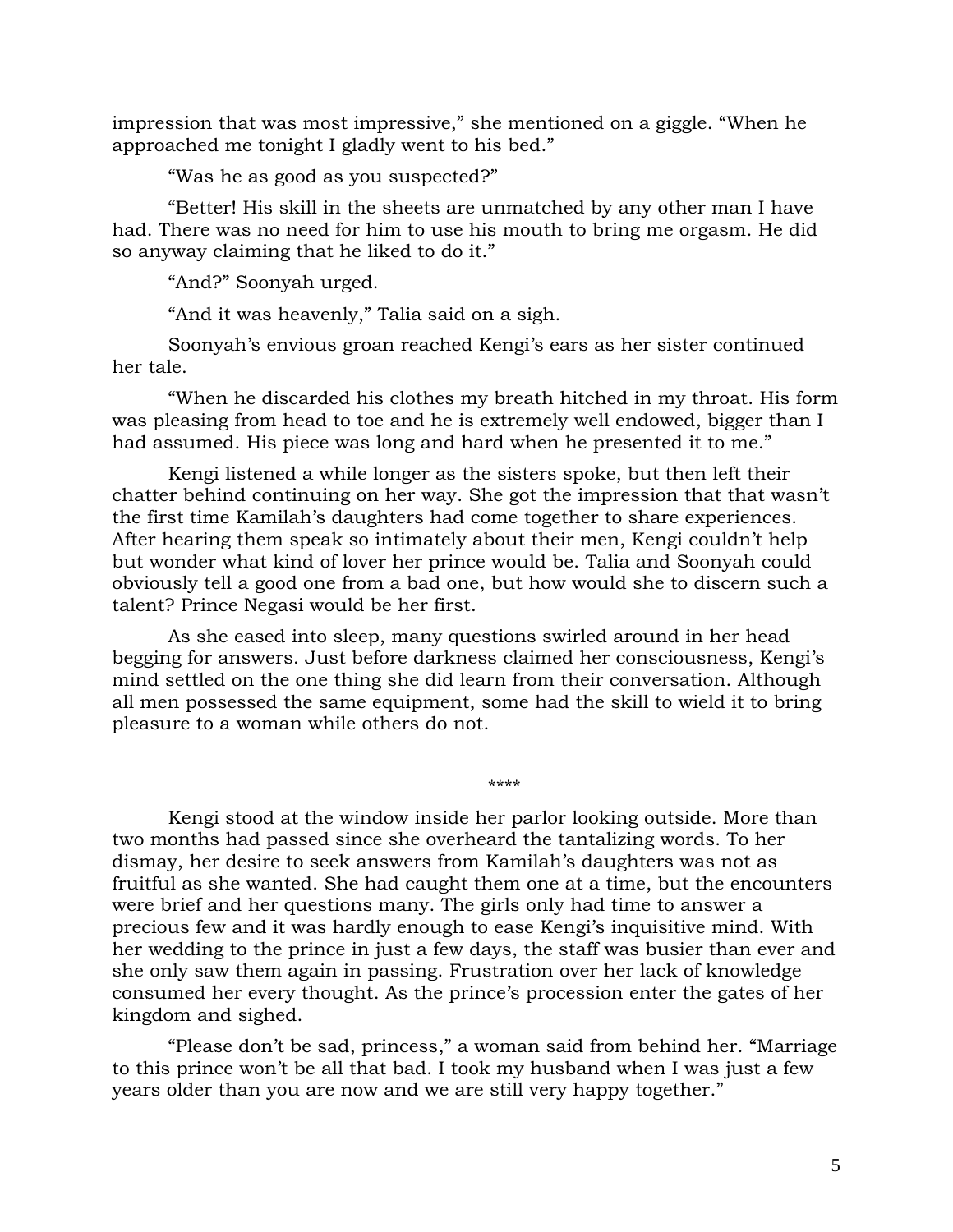impression that was most impressive," she mentioned on a giggle. "When he approached me tonight I gladly went to his bed."

"Was he as good as you suspected?"

"Better! His skill in the sheets are unmatched by any other man I have had. There was no need for him to use his mouth to bring me orgasm. He did so anyway claiming that he liked to do it."

"And?" Soonyah urged.

"And it was heavenly," Talia said on a sigh.

Soonyah's envious groan reached Kengi's ears as her sister continued her tale.

"When he discarded his clothes my breath hitched in my throat. His form was pleasing from head to toe and he is extremely well endowed, bigger than I had assumed. His piece was long and hard when he presented it to me."

Kengi listened a while longer as the sisters spoke, but then left their chatter behind continuing on her way. She got the impression that that wasn't the first time Kamilah's daughters had come together to share experiences. After hearing them speak so intimately about their men, Kengi couldn't help but wonder what kind of lover her prince would be. Talia and Soonyah could obviously tell a good one from a bad one, but how would she to discern such a talent? Prince Negasi would be her first.

As she eased into sleep, many questions swirled around in her head begging for answers. Just before darkness claimed her consciousness, Kengi's mind settled on the one thing she did learn from their conversation. Although all men possessed the same equipment, some had the skill to wield it to bring pleasure to a woman while others do not.

****

Kengi stood at the window inside her parlor looking outside. More than two months had passed since she overheard the tantalizing words. To her dismay, her desire to seek answers from Kamilah's daughters was not as fruitful as she wanted. She had caught them one at a time, but the encounters were brief and her questions many. The girls only had time to answer a precious few and it was hardly enough to ease Kengi's inquisitive mind. With her wedding to the prince in just a few days, the staff was busier than ever and she only saw them again in passing. Frustration over her lack of knowledge consumed her every thought. As the prince's procession enter the gates of her kingdom and sighed.

"Please don't be sad, princess," a woman said from behind her. "Marriage to this prince won't be all that bad. I took my husband when I was just a few years older than you are now and we are still very happy together."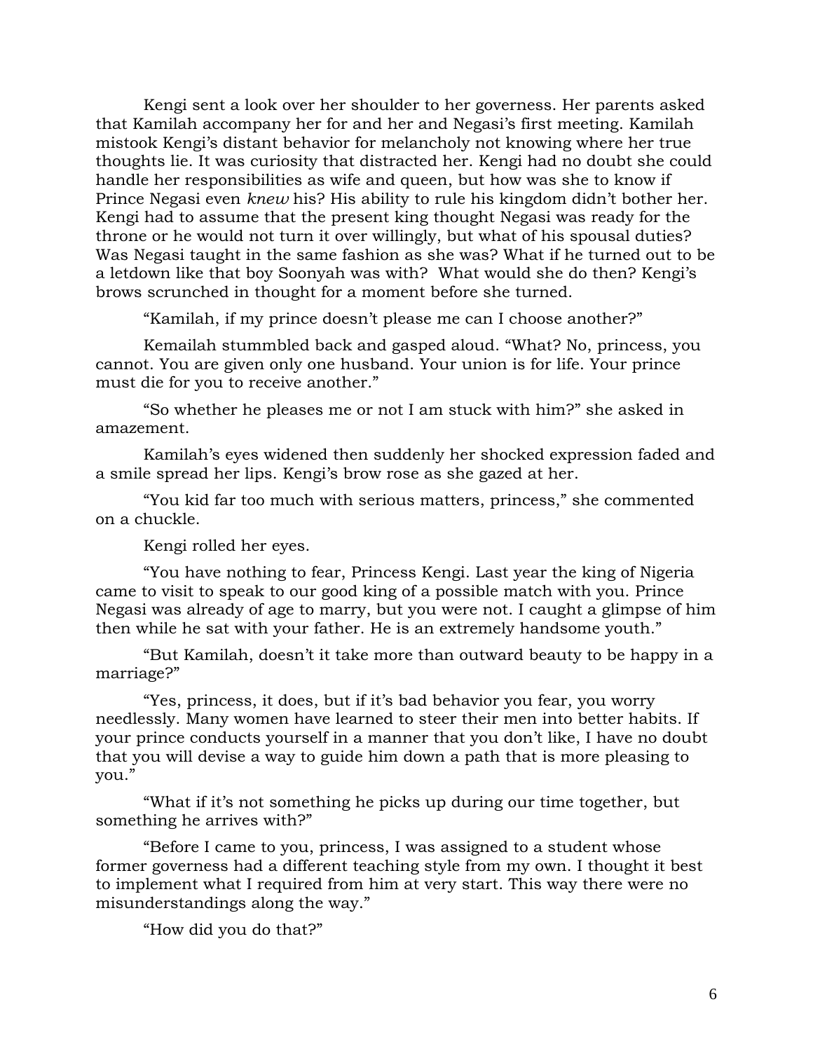Kengi sent a look over her shoulder to her governess. Her parents asked that Kamilah accompany her for and her and Negasi's first meeting. Kamilah mistook Kengi's distant behavior for melancholy not knowing where her true thoughts lie. It was curiosity that distracted her. Kengi had no doubt she could handle her responsibilities as wife and queen, but how was she to know if Prince Negasi even *knew* his? His ability to rule his kingdom didn't bother her. Kengi had to assume that the present king thought Negasi was ready for the throne or he would not turn it over willingly, but what of his spousal duties? Was Negasi taught in the same fashion as she was? What if he turned out to be a letdown like that boy Soonyah was with? What would she do then? Kengi's brows scrunched in thought for a moment before she turned.

"Kamilah, if my prince doesn't please me can I choose another?"

Kemailah stummbled back and gasped aloud. "What? No, princess, you cannot. You are given only one husband. Your union is for life. Your prince must die for you to receive another."

"So whether he pleases me or not I am stuck with him?" she asked in amazement.

Kamilah's eyes widened then suddenly her shocked expression faded and a smile spread her lips. Kengi's brow rose as she gazed at her.

"You kid far too much with serious matters, princess," she commented on a chuckle.

Kengi rolled her eyes.

"You have nothing to fear, Princess Kengi. Last year the king of Nigeria came to visit to speak to our good king of a possible match with you. Prince Negasi was already of age to marry, but you were not. I caught a glimpse of him then while he sat with your father. He is an extremely handsome youth."

"But Kamilah, doesn't it take more than outward beauty to be happy in a marriage?"

"Yes, princess, it does, but if it's bad behavior you fear, you worry needlessly. Many women have learned to steer their men into better habits. If your prince conducts yourself in a manner that you don't like, I have no doubt that you will devise a way to guide him down a path that is more pleasing to you."

"What if it's not something he picks up during our time together, but something he arrives with?"

"Before I came to you, princess, I was assigned to a student whose former governess had a different teaching style from my own. I thought it best to implement what I required from him at very start. This way there were no misunderstandings along the way."

"How did you do that?"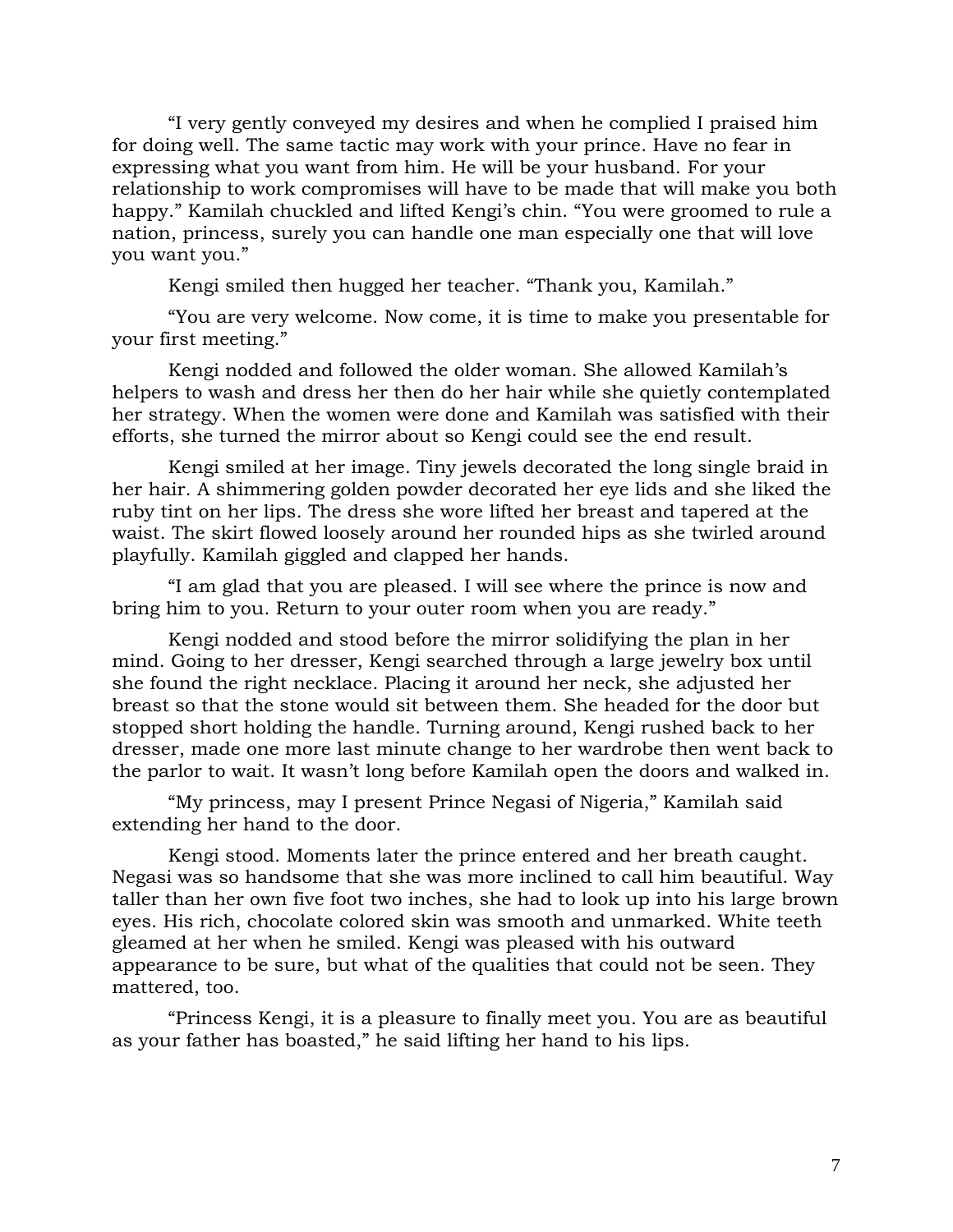"I very gently conveyed my desires and when he complied I praised him for doing well. The same tactic may work with your prince. Have no fear in expressing what you want from him. He will be your husband. For your relationship to work compromises will have to be made that will make you both happy." Kamilah chuckled and lifted Kengi's chin. "You were groomed to rule a nation, princess, surely you can handle one man especially one that will love you want you."

Kengi smiled then hugged her teacher. "Thank you, Kamilah."

"You are very welcome. Now come, it is time to make you presentable for your first meeting."

Kengi nodded and followed the older woman. She allowed Kamilah's helpers to wash and dress her then do her hair while she quietly contemplated her strategy. When the women were done and Kamilah was satisfied with their efforts, she turned the mirror about so Kengi could see the end result.

Kengi smiled at her image. Tiny jewels decorated the long single braid in her hair. A shimmering golden powder decorated her eye lids and she liked the ruby tint on her lips. The dress she wore lifted her breast and tapered at the waist. The skirt flowed loosely around her rounded hips as she twirled around playfully. Kamilah giggled and clapped her hands.

"I am glad that you are pleased. I will see where the prince is now and bring him to you. Return to your outer room when you are ready."

Kengi nodded and stood before the mirror solidifying the plan in her mind. Going to her dresser, Kengi searched through a large jewelry box until she found the right necklace. Placing it around her neck, she adjusted her breast so that the stone would sit between them. She headed for the door but stopped short holding the handle. Turning around, Kengi rushed back to her dresser, made one more last minute change to her wardrobe then went back to the parlor to wait. It wasn't long before Kamilah open the doors and walked in.

"My princess, may I present Prince Negasi of Nigeria," Kamilah said extending her hand to the door.

Kengi stood. Moments later the prince entered and her breath caught. Negasi was so handsome that she was more inclined to call him beautiful. Way taller than her own five foot two inches, she had to look up into his large brown eyes. His rich, chocolate colored skin was smooth and unmarked. White teeth gleamed at her when he smiled. Kengi was pleased with his outward appearance to be sure, but what of the qualities that could not be seen. They mattered, too.

"Princess Kengi, it is a pleasure to finally meet you. You are as beautiful as your father has boasted," he said lifting her hand to his lips.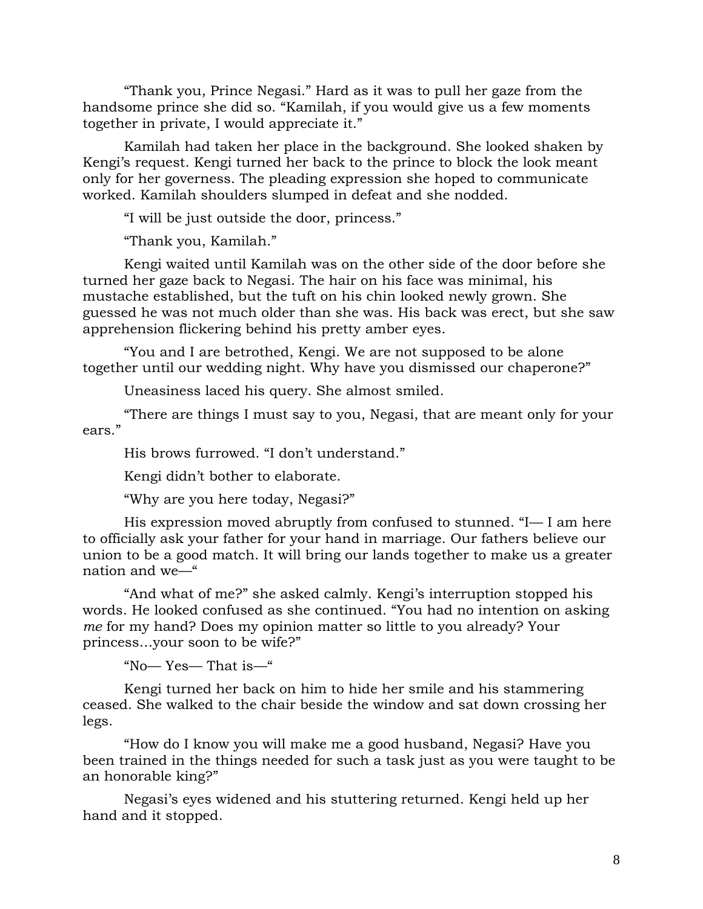"Thank you, Prince Negasi." Hard as it was to pull her gaze from the handsome prince she did so. "Kamilah, if you would give us a few moments together in private, I would appreciate it."

Kamilah had taken her place in the background. She looked shaken by Kengi's request. Kengi turned her back to the prince to block the look meant only for her governess. The pleading expression she hoped to communicate worked. Kamilah shoulders slumped in defeat and she nodded.

"I will be just outside the door, princess."

"Thank you, Kamilah."

Kengi waited until Kamilah was on the other side of the door before she turned her gaze back to Negasi. The hair on his face was minimal, his mustache established, but the tuft on his chin looked newly grown. She guessed he was not much older than she was. His back was erect, but she saw apprehension flickering behind his pretty amber eyes.

"You and I are betrothed, Kengi. We are not supposed to be alone together until our wedding night. Why have you dismissed our chaperone?"

Uneasiness laced his query. She almost smiled.

"There are things I must say to you, Negasi, that are meant only for your ears."

His brows furrowed. "I don't understand."

Kengi didn't bother to elaborate.

"Why are you here today, Negasi?"

His expression moved abruptly from confused to stunned. "I— I am here to officially ask your father for your hand in marriage. Our fathers believe our union to be a good match. It will bring our lands together to make us a greater nation and we—"

"And what of me?" she asked calmly. Kengi's interruption stopped his words. He looked confused as she continued. "You had no intention on asking *me* for my hand? Does my opinion matter so little to you already? Your princess…your soon to be wife?"

"No— Yes— That is—"

Kengi turned her back on him to hide her smile and his stammering ceased. She walked to the chair beside the window and sat down crossing her legs.

"How do I know you will make me a good husband, Negasi? Have you been trained in the things needed for such a task just as you were taught to be an honorable king?"

Negasi's eyes widened and his stuttering returned. Kengi held up her hand and it stopped.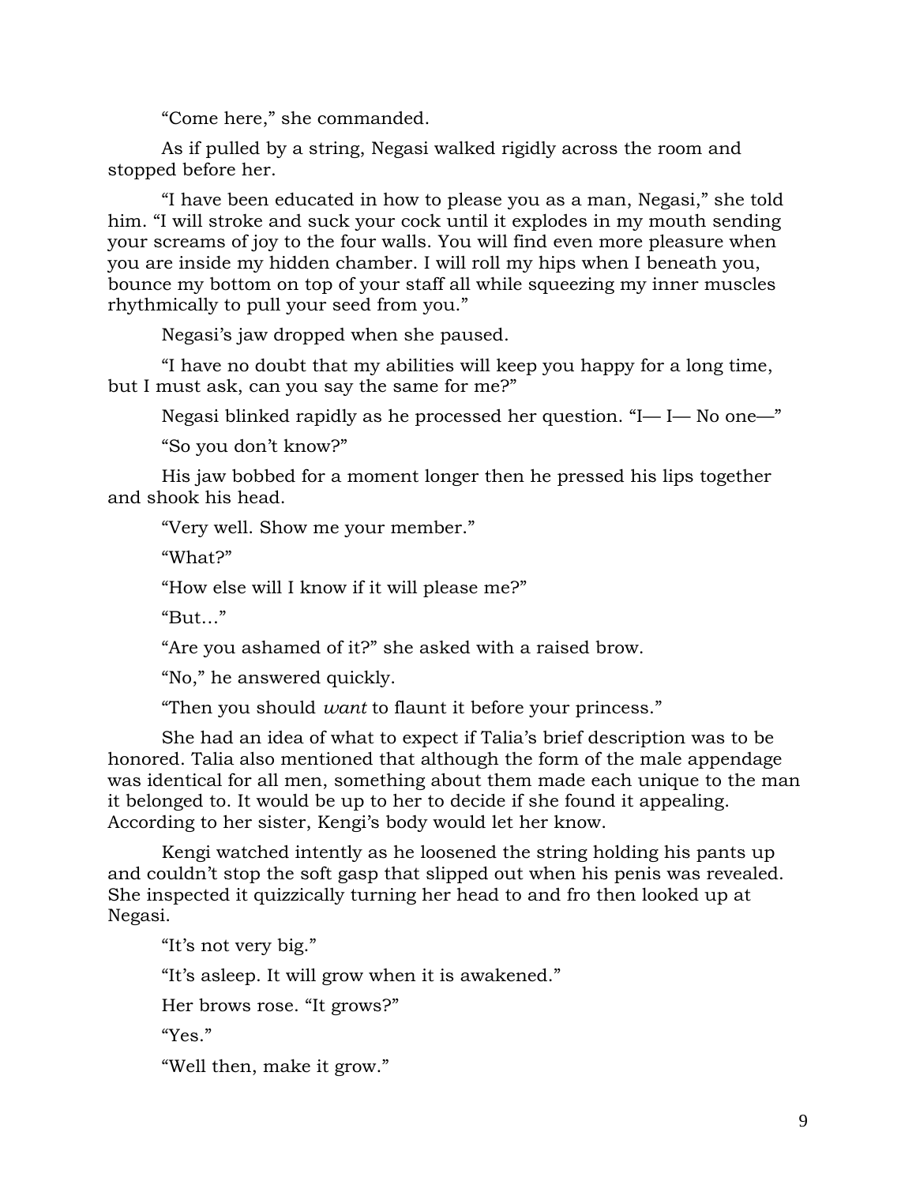"Come here," she commanded.

As if pulled by a string, Negasi walked rigidly across the room and stopped before her.

"I have been educated in how to please you as a man, Negasi," she told him. "I will stroke and suck your cock until it explodes in my mouth sending your screams of joy to the four walls. You will find even more pleasure when you are inside my hidden chamber. I will roll my hips when I beneath you, bounce my bottom on top of your staff all while squeezing my inner muscles rhythmically to pull your seed from you."

Negasi's jaw dropped when she paused.

"I have no doubt that my abilities will keep you happy for a long time, but I must ask, can you say the same for me?"

Negasi blinked rapidly as he processed her question. "I— I— No one—"

"So you don't know?"

His jaw bobbed for a moment longer then he pressed his lips together and shook his head.

"Very well. Show me your member."

"What?"

"How else will I know if it will please me?"

"But…"

"Are you ashamed of it?" she asked with a raised brow.

"No," he answered quickly.

"Then you should *want* to flaunt it before your princess."

She had an idea of what to expect if Talia's brief description was to be honored. Talia also mentioned that although the form of the male appendage was identical for all men, something about them made each unique to the man it belonged to. It would be up to her to decide if she found it appealing. According to her sister, Kengi's body would let her know.

Kengi watched intently as he loosened the string holding his pants up and couldn't stop the soft gasp that slipped out when his penis was revealed. She inspected it quizzically turning her head to and fro then looked up at Negasi.

"It's not very big."

"It's asleep. It will grow when it is awakened."

Her brows rose. "It grows?"

"Yes."

"Well then, make it grow."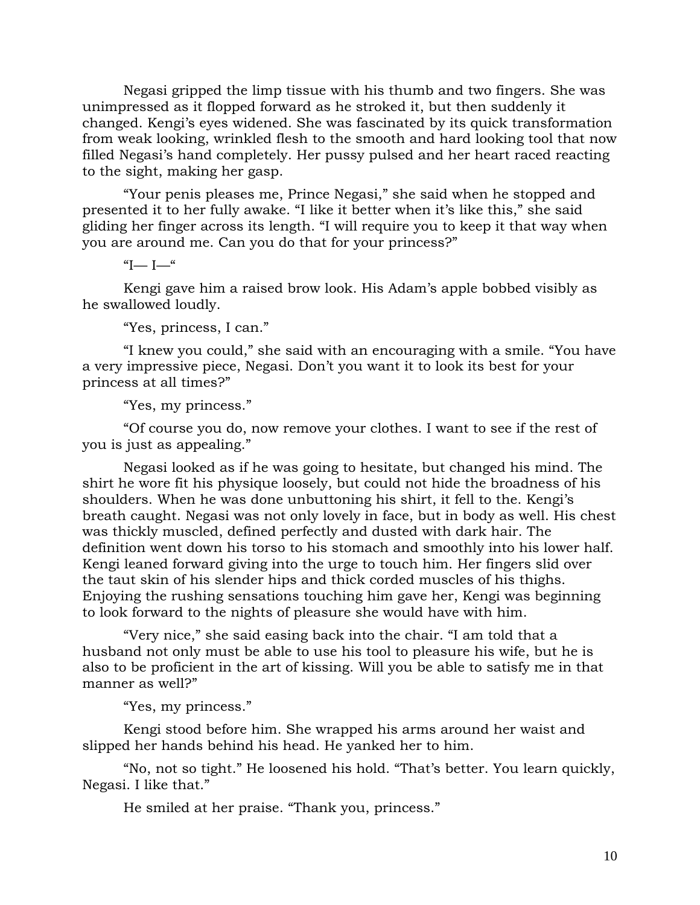Negasi gripped the limp tissue with his thumb and two fingers. She was unimpressed as it flopped forward as he stroked it, but then suddenly it changed. Kengi's eyes widened. She was fascinated by its quick transformation from weak looking, wrinkled flesh to the smooth and hard looking tool that now filled Negasi's hand completely. Her pussy pulsed and her heart raced reacting to the sight, making her gasp.

"Your penis pleases me, Prince Negasi," she said when he stopped and presented it to her fully awake. "I like it better when it's like this," she said gliding her finger across its length. "I will require you to keep it that way when you are around me. Can you do that for your princess?"

"I— I—"

Kengi gave him a raised brow look. His Adam's apple bobbed visibly as he swallowed loudly.

"Yes, princess, I can."

"I knew you could," she said with an encouraging with a smile. "You have a very impressive piece, Negasi. Don't you want it to look its best for your princess at all times?"

"Yes, my princess."

"Of course you do, now remove your clothes. I want to see if the rest of you is just as appealing."

Negasi looked as if he was going to hesitate, but changed his mind. The shirt he wore fit his physique loosely, but could not hide the broadness of his shoulders. When he was done unbuttoning his shirt, it fell to the. Kengi's breath caught. Negasi was not only lovely in face, but in body as well. His chest was thickly muscled, defined perfectly and dusted with dark hair. The definition went down his torso to his stomach and smoothly into his lower half. Kengi leaned forward giving into the urge to touch him. Her fingers slid over the taut skin of his slender hips and thick corded muscles of his thighs. Enjoying the rushing sensations touching him gave her, Kengi was beginning to look forward to the nights of pleasure she would have with him.

"Very nice," she said easing back into the chair. "I am told that a husband not only must be able to use his tool to pleasure his wife, but he is also to be proficient in the art of kissing. Will you be able to satisfy me in that manner as well?"

"Yes, my princess."

Kengi stood before him. She wrapped his arms around her waist and slipped her hands behind his head. He yanked her to him.

"No, not so tight." He loosened his hold. "That's better. You learn quickly, Negasi. I like that."

He smiled at her praise. "Thank you, princess."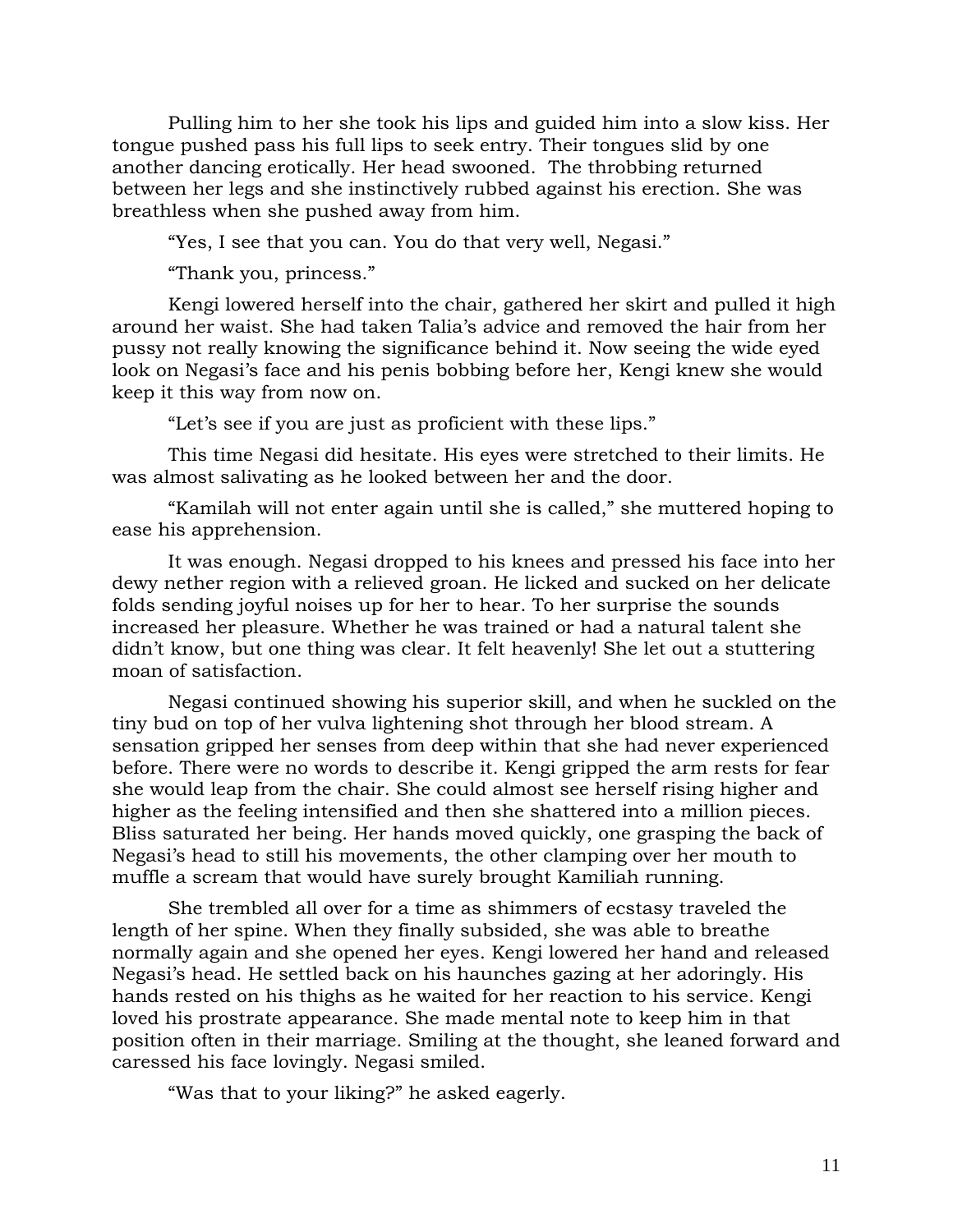Pulling him to her she took his lips and guided him into a slow kiss. Her tongue pushed pass his full lips to seek entry. Their tongues slid by one another dancing erotically. Her head swooned. The throbbing returned between her legs and she instinctively rubbed against his erection. She was breathless when she pushed away from him.

"Yes, I see that you can. You do that very well, Negasi."

"Thank you, princess."

Kengi lowered herself into the chair, gathered her skirt and pulled it high around her waist. She had taken Talia's advice and removed the hair from her pussy not really knowing the significance behind it. Now seeing the wide eyed look on Negasi's face and his penis bobbing before her, Kengi knew she would keep it this way from now on.

"Let's see if you are just as proficient with these lips."

This time Negasi did hesitate. His eyes were stretched to their limits. He was almost salivating as he looked between her and the door.

"Kamilah will not enter again until she is called," she muttered hoping to ease his apprehension.

It was enough. Negasi dropped to his knees and pressed his face into her dewy nether region with a relieved groan. He licked and sucked on her delicate folds sending joyful noises up for her to hear. To her surprise the sounds increased her pleasure. Whether he was trained or had a natural talent she didn't know, but one thing was clear. It felt heavenly! She let out a stuttering moan of satisfaction.

Negasi continued showing his superior skill, and when he suckled on the tiny bud on top of her vulva lightening shot through her blood stream. A sensation gripped her senses from deep within that she had never experienced before. There were no words to describe it. Kengi gripped the arm rests for fear she would leap from the chair. She could almost see herself rising higher and higher as the feeling intensified and then she shattered into a million pieces. Bliss saturated her being. Her hands moved quickly, one grasping the back of Negasi's head to still his movements, the other clamping over her mouth to muffle a scream that would have surely brought Kamiliah running.

She trembled all over for a time as shimmers of ecstasy traveled the length of her spine. When they finally subsided, she was able to breathe normally again and she opened her eyes. Kengi lowered her hand and released Negasi's head. He settled back on his haunches gazing at her adoringly. His hands rested on his thighs as he waited for her reaction to his service. Kengi loved his prostrate appearance. She made mental note to keep him in that position often in their marriage. Smiling at the thought, she leaned forward and caressed his face lovingly. Negasi smiled.

"Was that to your liking?" he asked eagerly.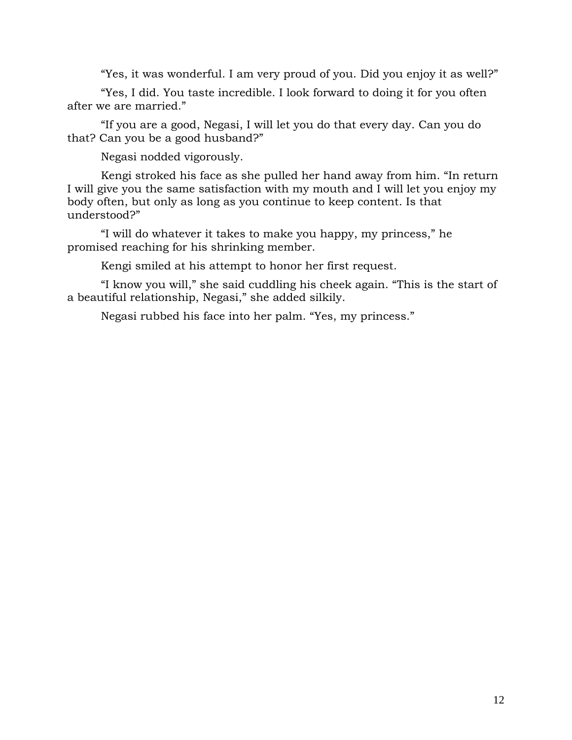"Yes, it was wonderful. I am very proud of you. Did you enjoy it as well?"

"Yes, I did. You taste incredible. I look forward to doing it for you often after we are married."

"If you are a good, Negasi, I will let you do that every day. Can you do that? Can you be a good husband?"

Negasi nodded vigorously.

Kengi stroked his face as she pulled her hand away from him. "In return I will give you the same satisfaction with my mouth and I will let you enjoy my body often, but only as long as you continue to keep content. Is that understood?"

"I will do whatever it takes to make you happy, my princess," he promised reaching for his shrinking member.

Kengi smiled at his attempt to honor her first request.

"I know you will," she said cuddling his cheek again. "This is the start of a beautiful relationship, Negasi," she added silkily.

Negasi rubbed his face into her palm. "Yes, my princess."